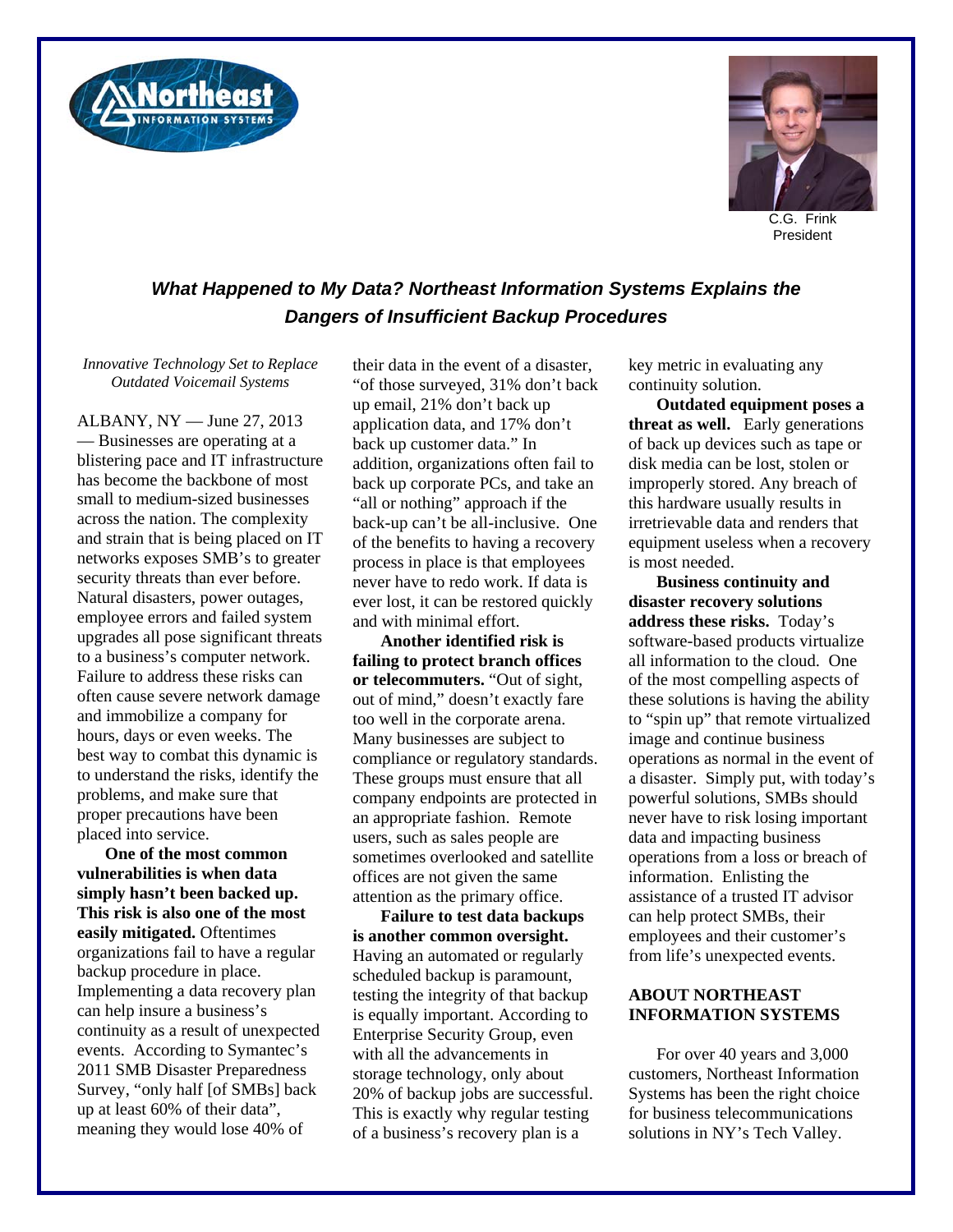C.G. Frink
President

## *What Happened to My Data? Northeast Information Systems Explains the Dangers of Insufficient Backup Procedures*

*Innovative Technology Set to Replace Outdated Voicemail Systems*

ALBANY, NY — June 27, 2013 — Businesses are operating at a blistering pace and IT infrastructure has become the backbone of most small to medium-sized businesses across the nation. The complexity and strain that is being placed on IT networks exposes SMB's to greater security threats than ever before. Natural disasters, power outages, employee errors and failed system upgrades all pose significant threats to a business's computer network. Failure to address these risks can often cause severe network damage and immobilize a company for hours, days or even weeks. The best way to combat this dynamic is to understand the risks, identify the problems, and make sure that proper precautions have been placed into service.

**One of the most common vulnerabilities is when data simply hasn't been backed up. This risk is also one of the most easily mitigated.** Oftentimes organizations fail to have a regular backup procedure in place. Implementing a data recovery plan can help insure a business's continuity as a result of unexpected events. According to Symantec's 2011 SMB Disaster Preparedness Survey, "only half [of SMBs] back up at least 60% of their data", meaning they would lose 40% of their data in the event of a disaster, "of those surveyed, 31% don't back up email, 21% don't back up application data, and 17% don't back up customer data." In addition, organizations often fail to back up corporate PCs, and take an "all or nothing" approach if the back-up can't be all-inclusive. One of the benefits to having a recovery process in place is that employees never have to redo work. If data is ever lost, it can be restored quickly and with minimal effort.

**Another identified risk is failing to protect branch offices or telecommuters.** "Out of sight, out of mind," doesn't exactly fare too well in the corporate arena. Many businesses are subject to compliance or regulatory standards. These groups must ensure that all company endpoints are protected in an appropriate fashion. Remote users, such as sales people are sometimes overlooked and satellite offices are not given the same attention as the primary office.

**Failure to test data backups is another common oversight.** Having an automated or regularly scheduled backup is paramount, testing the integrity of that backup is equally important. According to Enterprise Security Group, even with all the advancements in storage technology, only about 20% of backup jobs are successful. This is exactly why regular testing of a business's recovery plan is a key metric in evaluating any continuity solution.

**Outdated equipment poses a threat as well.** Early generations of back up devices such as tape or disk media can be lost, stolen or improperly stored. Any breach of this hardware usually results in irretrievable data and renders that equipment useless when a recovery is most needed.

**Business continuity and disaster recovery solutions address these risks.** Today's software-based products virtualize all information to the cloud. One of the most compelling aspects of these solutions is having the ability to "spin up" that remote virtualized image and continue business operations as normal in the event of a disaster. Simply put, with today's powerful solutions, SMBs should never have to risk losing important data and impacting business operations from a loss or breach of information. Enlisting the assistance of a trusted IT advisor can help protect SMBs, their employees and their customer's from life's unexpected events.

### ABOUT NORTHEAST INFORMATION SYSTEMS

For over 40 years and 3,000 customers, Northeast Information Systems has been the right choice for business telecommunications solutions in NY's Tech Valley.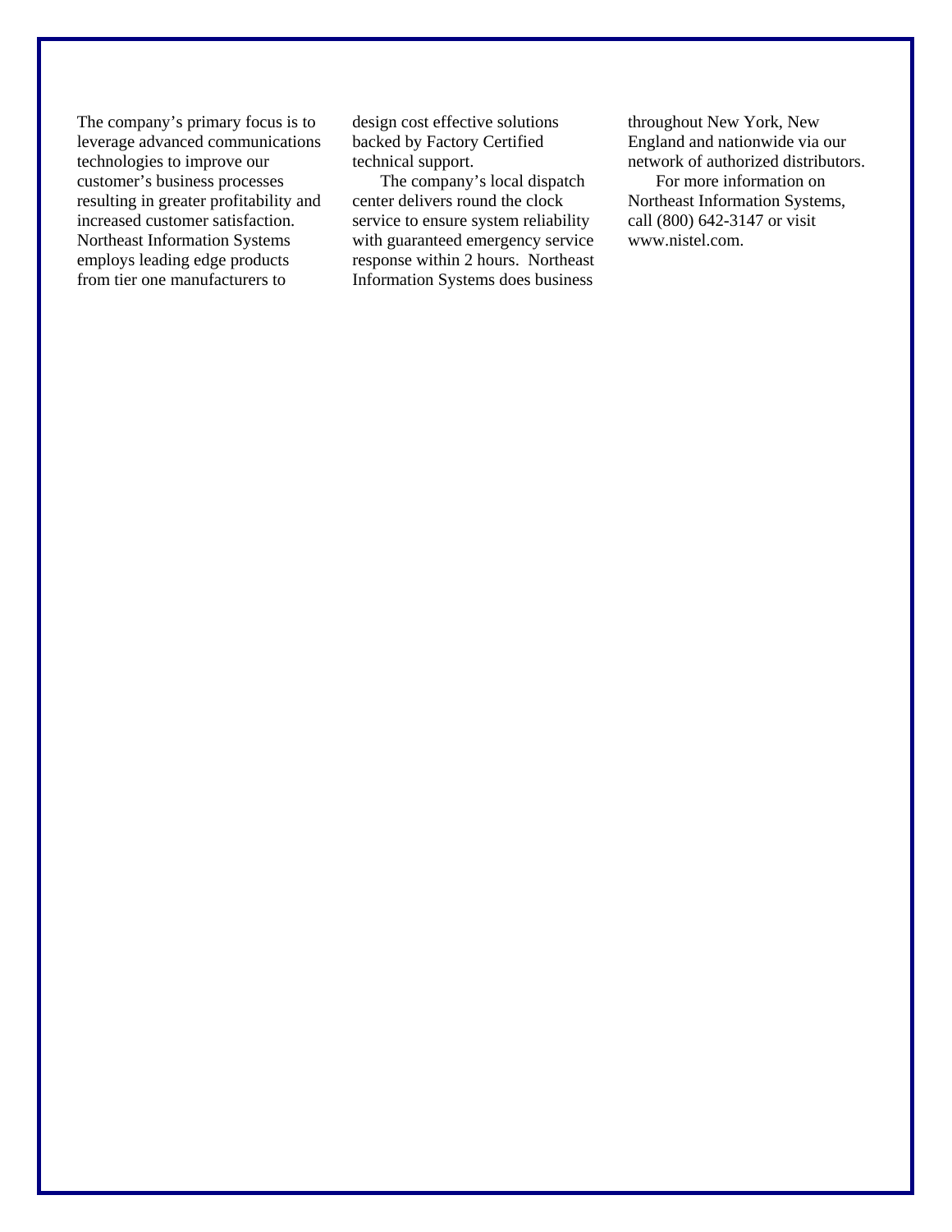The company's primary focus is to leverage advanced communications technologies to improve our customer's business processes resulting in greater profitability and increased customer satisfaction. Northeast Information Systems employs leading edge products from tier one manufacturers to design cost effective solutions backed by Factory Certified technical support.

The company's local dispatch center delivers round the clock service to ensure system reliability with guaranteed emergency service response within 2 hours. Northeast Information Systems does business throughout New York, New England and nationwide via our network of authorized distributors.

For more information on Northeast Information Systems, call (800) 642-3147 or visit www.nistel.com.